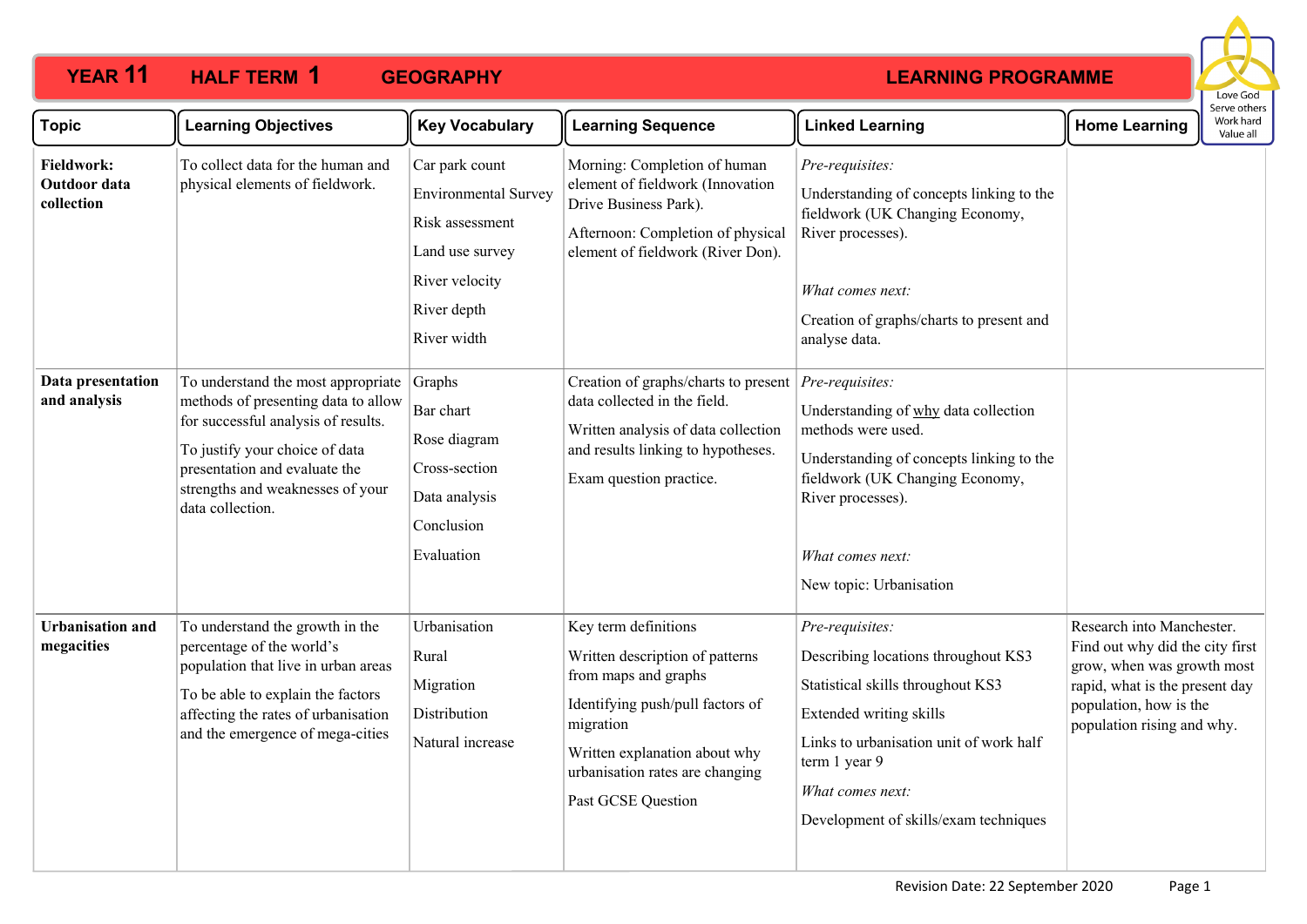# YEAR 11 HALF TERM 1 GEOGRAPHY LEARNING PROGRAMME

Love God
Serve others
Work hard
Value all

| Topic | Learning Objectives | Key Vocabulary | Learning Sequence | Linked Learning | Home Learning |
|---|---|---|---|---|---|
| **Fieldwork: Outdoor data collection** | To collect data for the human and physical elements of fieldwork. | Car park count<br>Environmental Survey<br>Risk assessment<br>Land use survey<br>River velocity<br>River depth<br>River width | Morning: Completion of human element of fieldwork (Innovation Drive Business Park).<br>Afternoon: Completion of physical element of fieldwork (River Don). | *Pre-requisites:*<br>Understanding of concepts linking to the fieldwork (UK Changing Economy, River processes).<br>*What comes next:*<br>Creation of graphs/charts to present and analyse data. | |
| **Data presentation and analysis** | To understand the most appropriate methods of presenting data to allow for successful analysis of results.<br>To justify your choice of data presentation and evaluate the strengths and weaknesses of your data collection. | Graphs<br>Bar chart<br>Rose diagram<br>Cross-section<br>Data analysis<br>Conclusion<br>Evaluation | Creation of graphs/charts to present data collected in the field.<br>Written analysis of data collection and results linking to hypotheses.<br>Exam question practice. | *Pre-requisites:*<br>Understanding of <u>why</u> data collection methods were used.<br>Understanding of concepts linking to the fieldwork (UK Changing Economy, River processes).<br>*What comes next:*<br>New topic: Urbanisation | |
| **Urbanisation and megacities** | To understand the growth in the percentage of the world's population that live in urban areas<br>To be able to explain the factors affecting the rates of urbanisation and the emergence of mega-cities | Urbanisation<br>Rural<br>Migration<br>Distribution<br>Natural increase | Key term definitions<br>Written description of patterns from maps and graphs<br>Identifying push/pull factors of migration<br>Written explanation about why urbanisation rates are changing<br>Past GCSE Question | *Pre-requisites:*<br>Describing locations throughout KS3<br>Statistical skills throughout KS3<br>Extended writing skills<br>Links to urbanisation unit of work half term 1 year 9<br>*What comes next:*<br>Development of skills/exam techniques | Research into Manchester. Find out why did the city first grow, when was growth most rapid, what is the present day population, how is the population rising and why. |

Revision Date: 22 September 2020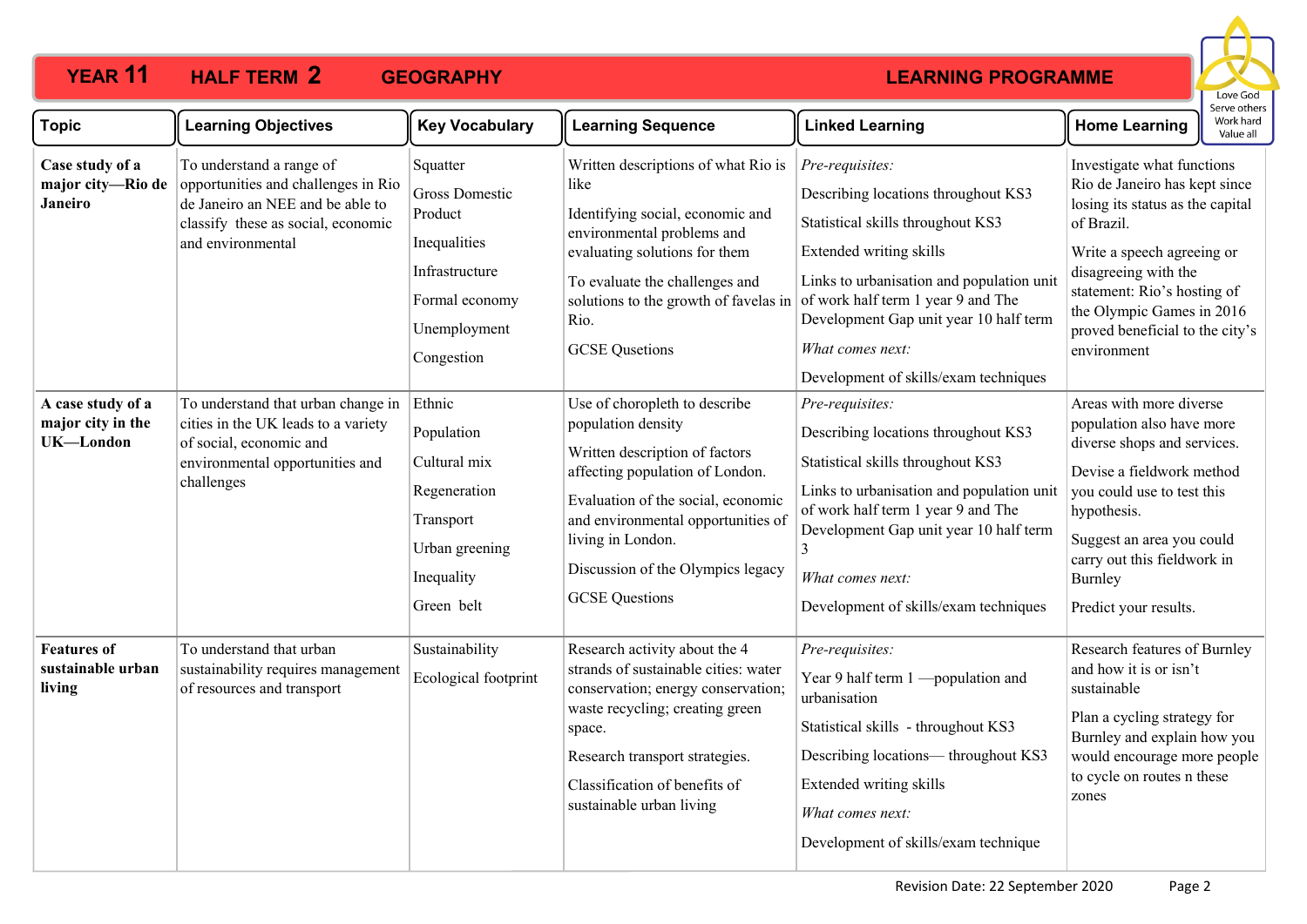# YEAR 11 HALF TERM 2 GEOGRAPHY LEARNING PROGRAMME

Love God Serve others Work hard Value all

| Topic | Learning Objectives | Key Vocabulary | Learning Sequence | Linked Learning | Home Learning |
|---|---|---|---|---|---|
| **Case study of a major city—Rio de Janeiro** | To understand a range of opportunities and challenges in Rio de Janeiro an NEE and be able to classify these as social, economic and environmental | Squatter<br>Gross Domestic Product<br>Inequalities<br>Infrastructure<br>Formal economy<br>Unemployment<br>Congestion | Written descriptions of what Rio is like<br>Identifying social, economic and environmental problems and evaluating solutions for them<br>To evaluate the challenges and solutions to the growth of favelas in Rio.<br>GCSE Qusetions | *Pre-requisites:*<br>Describing locations throughout KS3<br>Statistical skills throughout KS3<br>Extended writing skills<br>Links to urbanisation and population unit of work half term 1 year 9 and The Development Gap unit year 10 half term<br>*What comes next:*<br>Development of skills/exam techniques | Investigate what functions Rio de Janeiro has kept since losing its status as the capital of Brazil.<br>Write a speech agreeing or disagreeing with the statement: Rio's hosting of the Olympic Games in 2016 proved beneficial to the city's environment |
| **A case study of a major city in the UK—London** | To understand that urban change in cities in the UK leads to a variety of social, economic and environmental opportunities and challenges | Ethnic<br>Population<br>Cultural mix<br>Regeneration<br>Transport<br>Urban greening<br>Inequality<br>Green belt | Use of choropleth to describe population density<br>Written description of factors affecting population of London.<br>Evaluation of the social, economic and environmental opportunities of living in London.<br>Discussion of the Olympics legacy<br>GCSE Questions | *Pre-requisites:*<br>Describing locations throughout KS3<br>Statistical skills throughout KS3<br>Links to urbanisation and population unit of work half term 1 year 9 and The Development Gap unit year 10 half term 3<br>*What comes next:*<br>Development of skills/exam techniques | Areas with more diverse population also have more diverse shops and services.<br>Devise a fieldwork method you could use to test this hypothesis.<br>Suggest an area you could carry out this fieldwork in Burnley<br>Predict your results. |
| **Features of sustainable urban living** | To understand that urban sustainability requires management of resources and transport | Sustainability<br>Ecological footprint | Research activity about the 4 strands of sustainable cities: water conservation; energy conservation; waste recycling; creating green space.<br>Research transport strategies.<br>Classification of benefits of sustainable urban living | *Pre-requisites:*<br>Year 9 half term 1 —population and urbanisation<br>Statistical skills - throughout KS3<br>Describing locations— throughout KS3<br>Extended writing skills<br>*What comes next:*<br>Development of skills/exam technique | Research features of Burnley and how it is or isn't sustainable<br>Plan a cycling strategy for Burnley and explain how you would encourage more people to cycle on routes n these zones |

Revision Date: 22 September 2020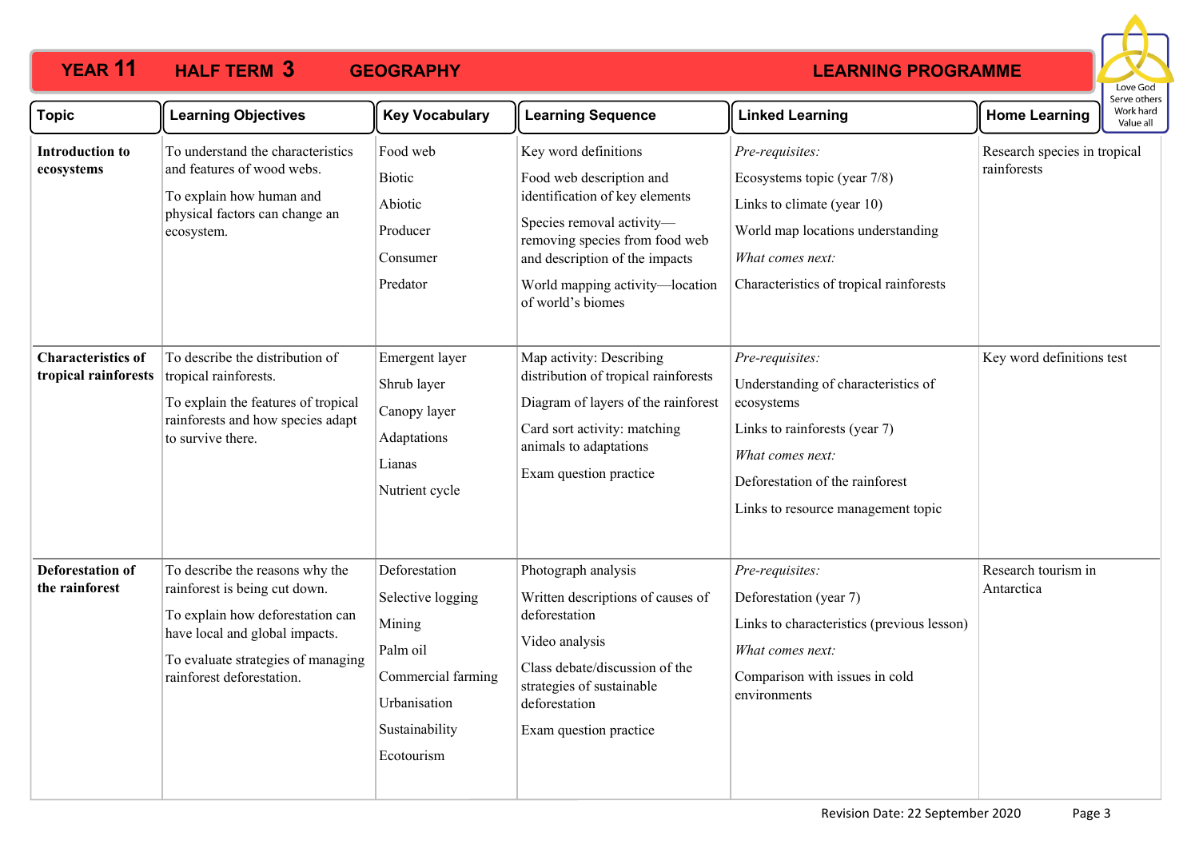# YEAR 11 HALF TERM 3 GEOGRAPHY LEARNING PROGRAMME

Love God
Serve others
Work hard
Value all

| Topic | Learning Objectives | Key Vocabulary | Learning Sequence | Linked Learning | Home Learning |
|---|---|---|---|---|---|
| **Introduction to ecosystems** | To understand the characteristics and features of wood webs.<br>To explain how human and physical factors can change an ecosystem. | Food web<br>Biotic<br>Abiotic<br>Producer<br>Consumer<br>Predator | Key word definitions<br>Food web description and identification of key elements<br>Species removal activity—removing species from food web and description of the impacts<br>World mapping activity—location of world's biomes | *Pre-requisites:*<br>Ecosystems topic (year 7/8)<br>Links to climate (year 10)<br>World map locations understanding<br>*What comes next:*<br>Characteristics of tropical rainforests | Research species in tropical rainforests |
| **Characteristics of tropical rainforests** | To describe the distribution of tropical rainforests.<br>To explain the features of tropical rainforests and how species adapt to survive there. | Emergent layer<br>Shrub layer<br>Canopy layer<br>Adaptations<br>Lianas<br>Nutrient cycle | Map activity: Describing distribution of tropical rainforests<br>Diagram of layers of the rainforest<br>Card sort activity: matching animals to adaptations<br>Exam question practice | *Pre-requisites:*<br>Understanding of characteristics of ecosystems<br>Links to rainforests (year 7)<br>*What comes next:*<br>Deforestation of the rainforest<br>Links to resource management topic | Key word definitions test |
| **Deforestation of the rainforest** | To describe the reasons why the rainforest is being cut down.<br>To explain how deforestation can have local and global impacts.<br>To evaluate strategies of managing rainforest deforestation. | Deforestation<br>Selective logging<br>Mining<br>Palm oil<br>Commercial farming<br>Urbanisation<br>Sustainability<br>Ecotourism | Photograph analysis<br>Written descriptions of causes of deforestation<br>Video analysis<br>Class debate/discussion of the strategies of sustainable deforestation<br>Exam question practice | *Pre-requisites:*<br>Deforestation (year 7)<br>Links to characteristics (previous lesson)<br>*What comes next:*<br>Comparison with issues in cold environments | Research tourism in Antarctica |

Revision Date: 22 September 2020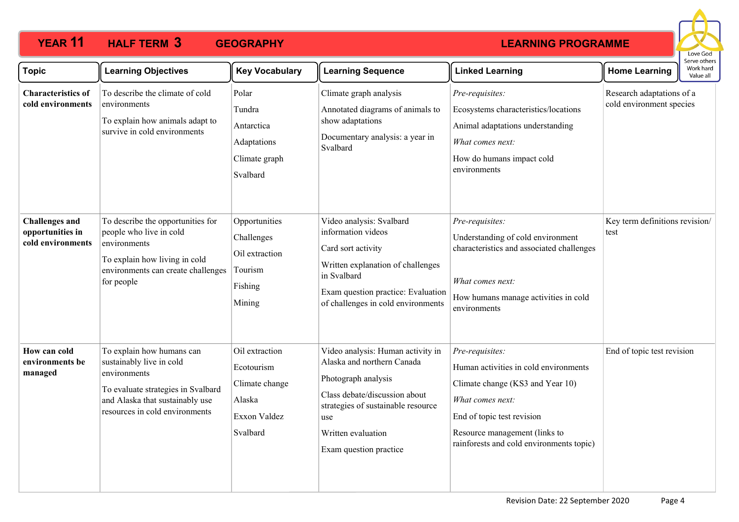# YEAR 11 HALF TERM 3 GEOGRAPHY LEARNING PROGRAMME

Love God
Serve others
Work hard
Value all

| Topic | Learning Objectives | Key Vocabulary | Learning Sequence | Linked Learning | Home Learning |
|---|---|---|---|---|---|
| **Characteristics of cold environments** | To describe the climate of cold environments<br>To explain how animals adapt to survive in cold environments | Polar<br>Tundra<br>Antarctica<br>Adaptations<br>Climate graph<br>Svalbard | Climate graph analysis<br>Annotated diagrams of animals to show adaptations<br>Documentary analysis: a year in Svalbard | *Pre-requisites:*<br>Ecosystems characteristics/locations<br>Animal adaptations understanding<br>*What comes next:*<br>How do humans impact cold environments | Research adaptations of a cold environment species |
| **Challenges and opportunities in cold environments** | To describe the opportunities for people who live in cold environments<br>To explain how living in cold environments can create challenges for people | Opportunities<br>Challenges<br>Oil extraction<br>Tourism<br>Fishing<br>Mining | Video analysis: Svalbard information videos<br>Card sort activity<br>Written explanation of challenges in Svalbard<br>Exam question practice: Evaluation of challenges in cold environments | *Pre-requisites:*<br>Understanding of cold environment characteristics and associated challenges<br>*What comes next:*<br>How humans manage activities in cold environments | Key term definitions revision/ test |
| **How can cold environments be managed** | To explain how humans can sustainably live in cold environments<br>To evaluate strategies in Svalbard and Alaska that sustainably use resources in cold environments | Oil extraction<br>Ecotourism<br>Climate change<br>Alaska<br>Exxon Valdez<br>Svalbard | Video analysis: Human activity in Alaska and northern Canada<br>Photograph analysis<br>Class debate/discussion about strategies of sustainable resource use<br>Written evaluation<br>Exam question practice | *Pre-requisites:*<br>Human activities in cold environments<br>Climate change (KS3 and Year 10)<br>*What comes next:*<br>End of topic test revision<br>Resource management (links to rainforests and cold environments topic) | End of topic test revision |

Revision Date: 22 September 2020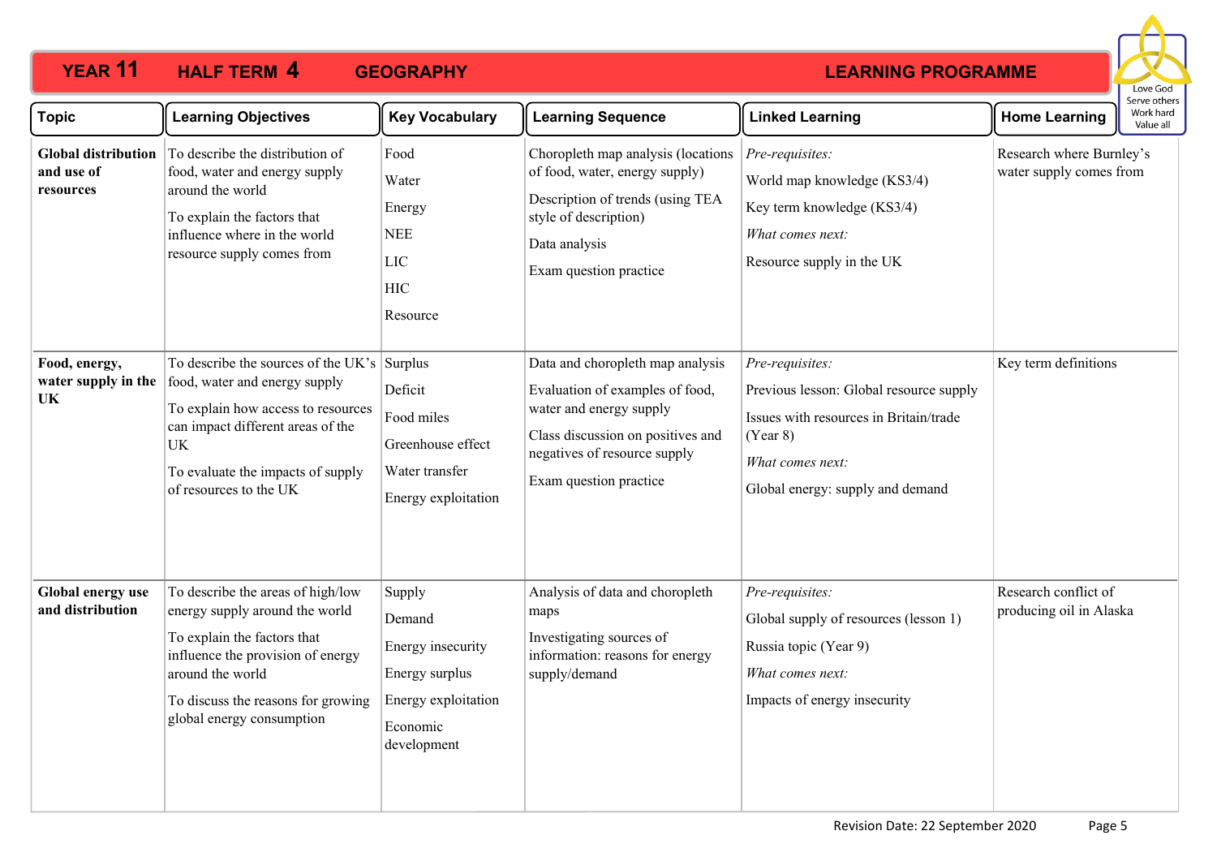# YEAR 11 HALF TERM 4 GEOGRAPHY LEARNING PROGRAMME

Love God
Serve others
Work hard
Value all

| Topic | Learning Objectives | Key Vocabulary | Learning Sequence | Linked Learning | Home Learning |
|---|---|---|---|---|---|
| **Global distribution and use of resources** | To describe the distribution of food, water and energy supply around the world<br><br>To explain the factors that influence where in the world resource supply comes from | Food<br>Water<br>Energy<br>NEE<br>LIC<br>HIC<br>Resource | Choropleth map analysis (locations of food, water, energy supply)<br><br>Description of trends (using TEA style of description)<br><br>Data analysis<br><br>Exam question practice | *Pre-requisites:*<br>World map knowledge (KS3/4)<br>Key term knowledge (KS3/4)<br>*What comes next:*<br>Resource supply in the UK | Research where Burnley's water supply comes from |
| **Food, energy, water supply in the UK** | To describe the sources of the UK's food, water and energy supply<br><br>To explain how access to resources can impact different areas of the UK<br><br>To evaluate the impacts of supply of resources to the UK | Surplus<br>Deficit<br>Food miles<br>Greenhouse effect<br>Water transfer<br>Energy exploitation | Data and choropleth map analysis<br><br>Evaluation of examples of food, water and energy supply<br><br>Class discussion on positives and negatives of resource supply<br><br>Exam question practice | *Pre-requisites:*<br>Previous lesson: Global resource supply<br>Issues with resources in Britain/trade (Year 8)<br>*What comes next:*<br>Global energy: supply and demand | Key term definitions |
| **Global energy use and distribution** | To describe the areas of high/low energy supply around the world<br><br>To explain the factors that influence the provision of energy around the world<br><br>To discuss the reasons for growing global energy consumption | Supply<br>Demand<br>Energy insecurity<br>Energy surplus<br>Energy exploitation<br>Economic development | Analysis of data and choropleth maps<br><br>Investigating sources of information: reasons for energy supply/demand | *Pre-requisites:*<br>Global supply of resources (lesson 1)<br>Russia topic (Year 9)<br>*What comes next:*<br>Impacts of energy insecurity | Research conflict of producing oil in Alaska |

Revision Date: 22 September 2020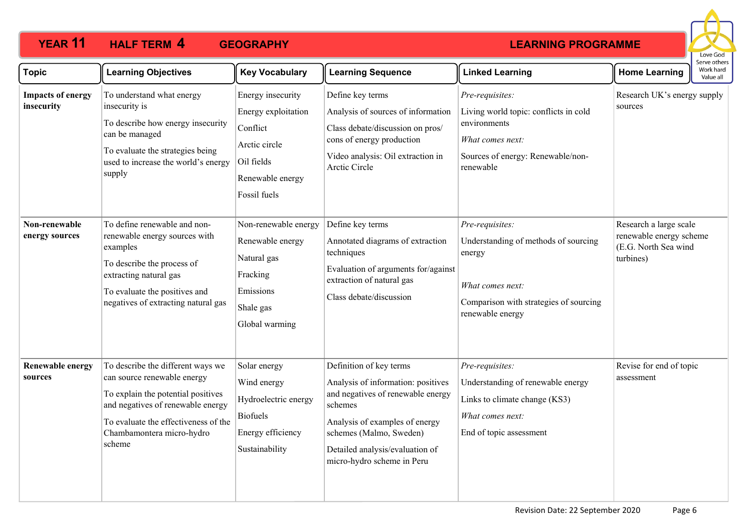# YEAR 11 HALF TERM 4 GEOGRAPHY LEARNING PROGRAMME

Love God
Serve others
Work hard
Value all

| Topic | Learning Objectives | Key Vocabulary | Learning Sequence | Linked Learning | Home Learning |
|---|---|---|---|---|---|
| **Impacts of energy insecurity** | To understand what energy insecurity is<br><br>To describe how energy insecurity can be managed<br><br>To evaluate the strategies being used to increase the world's energy supply | Energy insecurity<br><br>Energy exploitation<br><br>Conflict<br><br>Arctic circle<br><br>Oil fields<br><br>Renewable energy<br><br>Fossil fuels | Define key terms<br><br>Analysis of sources of information<br><br>Class debate/discussion on pros/ cons of energy production<br><br>Video analysis: Oil extraction in Arctic Circle | *Pre-requisites:*<br><br>Living world topic: conflicts in cold environments<br><br>*What comes next:*<br><br>Sources of energy: Renewable/non-renewable | Research UK's energy supply sources |
| **Non-renewable energy sources** | To define renewable and non-renewable energy sources with examples<br><br>To describe the process of extracting natural gas<br><br>To evaluate the positives and negatives of extracting natural gas | Non-renewable energy<br><br>Renewable energy<br><br>Natural gas<br><br>Fracking<br><br>Emissions<br><br>Shale gas<br><br>Global warming | Define key terms<br><br>Annotated diagrams of extraction techniques<br><br>Evaluation of arguments for/against extraction of natural gas<br><br>Class debate/discussion | *Pre-requisites:*<br><br>Understanding of methods of sourcing energy<br><br>*What comes next:*<br><br>Comparison with strategies of sourcing renewable energy | Research a large scale renewable energy scheme (E.G. North Sea wind turbines) |
| **Renewable energy sources** | To describe the different ways we can source renewable energy<br><br>To explain the potential positives and negatives of renewable energy<br><br>To evaluate the effectiveness of the Chambamontera micro-hydro scheme | Solar energy<br><br>Wind energy<br><br>Hydroelectric energy<br><br>Biofuels<br><br>Energy efficiency<br><br>Sustainability | Definition of key terms<br><br>Analysis of information: positives and negatives of renewable energy schemes<br><br>Analysis of examples of energy schemes (Malmo, Sweden)<br><br>Detailed analysis/evaluation of micro-hydro scheme in Peru | *Pre-requisites:*<br><br>Understanding of renewable energy<br><br>Links to climate change (KS3)<br><br>*What comes next:*<br><br>End of topic assessment | Revise for end of topic assessment |

Revision Date: 22 September 2020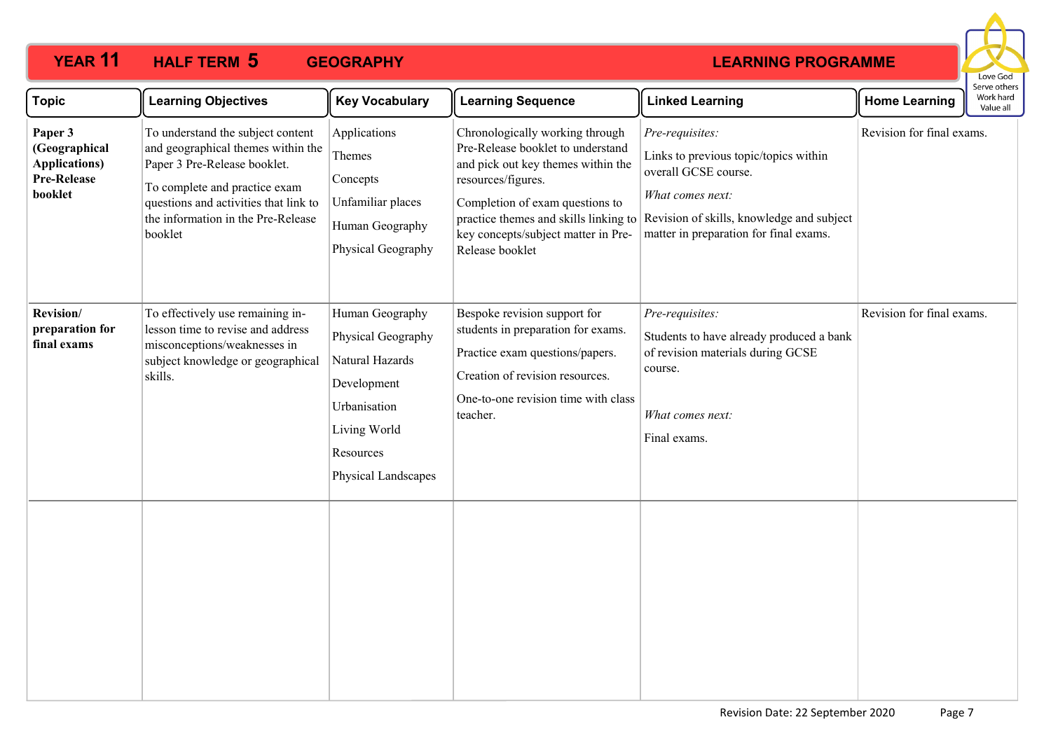# YEAR 11 HALF TERM 5 GEOGRAPHY LEARNING PROGRAMME

Love God
Serve others
Work hard
Value all

| Topic | Learning Objectives | Key Vocabulary | Learning Sequence | Linked Learning | Home Learning |
|---|---|---|---|---|---|
| **Paper 3 (Geographical Applications) Pre-Release booklet** | To understand the subject content and geographical themes within the Paper 3 Pre-Release booklet.<br><br>To complete and practice exam questions and activities that link to the information in the Pre-Release booklet | Applications<br>Themes<br>Concepts<br>Unfamiliar places<br>Human Geography<br>Physical Geography | Chronologically working through Pre-Release booklet to understand and pick out key themes within the resources/figures.<br><br>Completion of exam questions to practice themes and skills linking to key concepts/subject matter in Pre-Release booklet | *Pre-requisites:*<br>Links to previous topic/topics within overall GCSE course.<br>*What comes next:*<br>Revision of skills, knowledge and subject matter in preparation for final exams. | Revision for final exams. |
| **Revision/ preparation for final exams** | To effectively use remaining in-lesson time to revise and address misconceptions/weaknesses in subject knowledge or geographical skills. | Human Geography<br>Physical Geography<br>Natural Hazards<br>Development<br>Urbanisation<br>Living World<br>Resources<br>Physical Landscapes | Bespoke revision support for students in preparation for exams.<br><br>Practice exam questions/papers.<br><br>Creation of revision resources.<br><br>One-to-one revision time with class teacher. | *Pre-requisites:*<br>Students to have already produced a bank of revision materials during GCSE course.<br><br>*What comes next:*<br>Final exams. | Revision for final exams. |
| | | | | | |

Revision Date: 22 September 2020